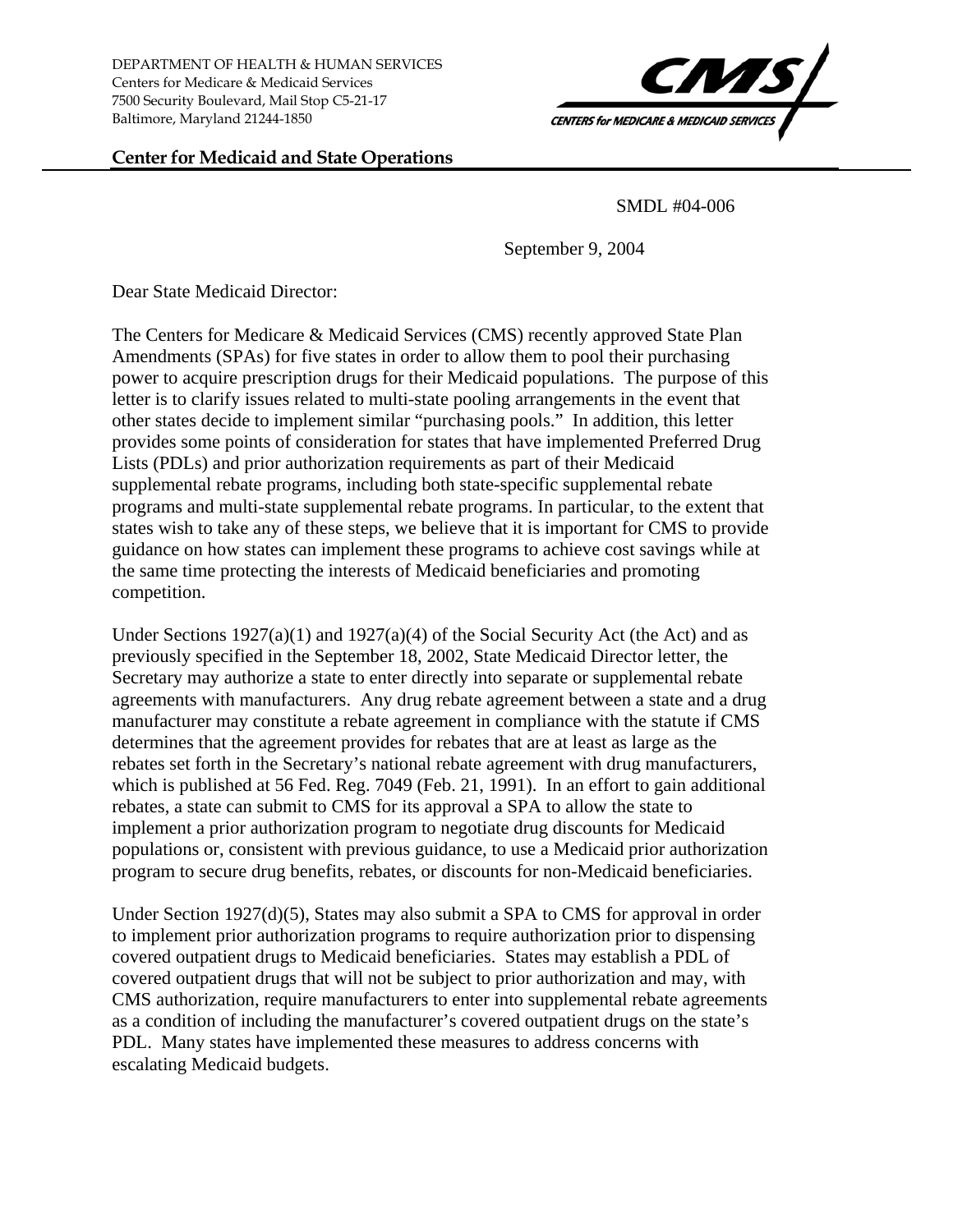DEPARTMENT OF HEALTH & HUMAN SERVICES
Centers for Medicare & Medicaid Services
7500 Security Boulevard, Mail Stop C5-21-17
Baltimore, Maryland 21244-1850

CMS
CENTERS for MEDICARE & MEDICAID SERVICES

**Center for Medicaid and State Operations**

SMDL #04-006

September 9, 2004

Dear State Medicaid Director:

The Centers for Medicare & Medicaid Services (CMS) recently approved State Plan Amendments (SPAs) for five states in order to allow them to pool their purchasing power to acquire prescription drugs for their Medicaid populations. The purpose of this letter is to clarify issues related to multi-state pooling arrangements in the event that other states decide to implement similar "purchasing pools." In addition, this letter provides some points of consideration for states that have implemented Preferred Drug Lists (PDLs) and prior authorization requirements as part of their Medicaid supplemental rebate programs, including both state-specific supplemental rebate programs and multi-state supplemental rebate programs. In particular, to the extent that states wish to take any of these steps, we believe that it is important for CMS to provide guidance on how states can implement these programs to achieve cost savings while at the same time protecting the interests of Medicaid beneficiaries and promoting competition.

Under Sections 1927(a)(1) and 1927(a)(4) of the Social Security Act (the Act) and as previously specified in the September 18, 2002, State Medicaid Director letter, the Secretary may authorize a state to enter directly into separate or supplemental rebate agreements with manufacturers. Any drug rebate agreement between a state and a drug manufacturer may constitute a rebate agreement in compliance with the statute if CMS determines that the agreement provides for rebates that are at least as large as the rebates set forth in the Secretary's national rebate agreement with drug manufacturers, which is published at 56 Fed. Reg. 7049 (Feb. 21, 1991). In an effort to gain additional rebates, a state can submit to CMS for its approval a SPA to allow the state to implement a prior authorization program to negotiate drug discounts for Medicaid populations or, consistent with previous guidance, to use a Medicaid prior authorization program to secure drug benefits, rebates, or discounts for non-Medicaid beneficiaries.

Under Section 1927(d)(5), States may also submit a SPA to CMS for approval in order to implement prior authorization programs to require authorization prior to dispensing covered outpatient drugs to Medicaid beneficiaries. States may establish a PDL of covered outpatient drugs that will not be subject to prior authorization and may, with CMS authorization, require manufacturers to enter into supplemental rebate agreements as a condition of including the manufacturer's covered outpatient drugs on the state's PDL. Many states have implemented these measures to address concerns with escalating Medicaid budgets.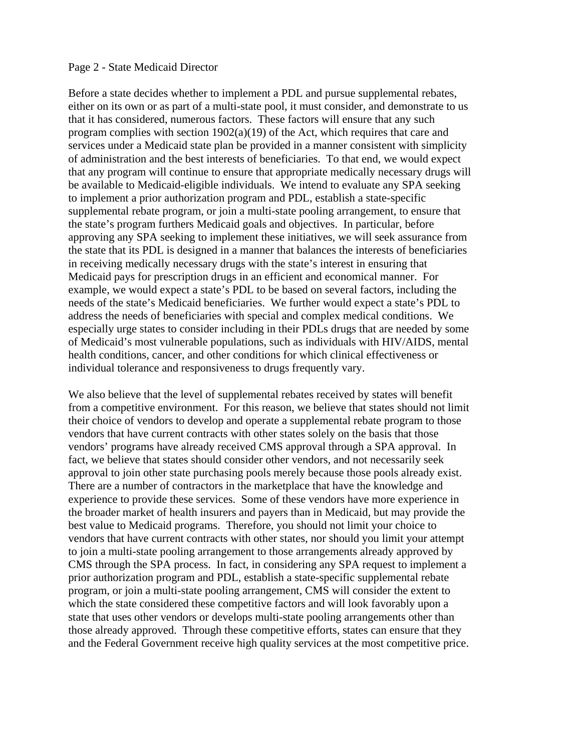Before a state decides whether to implement a PDL and pursue supplemental rebates, either on its own or as part of a multi-state pool, it must consider, and demonstrate to us that it has considered, numerous factors. These factors will ensure that any such program complies with section 1902(a)(19) of the Act, which requires that care and services under a Medicaid state plan be provided in a manner consistent with simplicity of administration and the best interests of beneficiaries. To that end, we would expect that any program will continue to ensure that appropriate medically necessary drugs will be available to Medicaid-eligible individuals. We intend to evaluate any SPA seeking to implement a prior authorization program and PDL, establish a state-specific supplemental rebate program, or join a multi-state pooling arrangement, to ensure that the state's program furthers Medicaid goals and objectives. In particular, before approving any SPA seeking to implement these initiatives, we will seek assurance from the state that its PDL is designed in a manner that balances the interests of beneficiaries in receiving medically necessary drugs with the state's interest in ensuring that Medicaid pays for prescription drugs in an efficient and economical manner. For example, we would expect a state's PDL to be based on several factors, including the needs of the state's Medicaid beneficiaries. We further would expect a state's PDL to address the needs of beneficiaries with special and complex medical conditions. We especially urge states to consider including in their PDLs drugs that are needed by some of Medicaid's most vulnerable populations, such as individuals with HIV/AIDS, mental health conditions, cancer, and other conditions for which clinical effectiveness or individual tolerance and responsiveness to drugs frequently vary.

We also believe that the level of supplemental rebates received by states will benefit from a competitive environment. For this reason, we believe that states should not limit their choice of vendors to develop and operate a supplemental rebate program to those vendors that have current contracts with other states solely on the basis that those vendors' programs have already received CMS approval through a SPA approval. In fact, we believe that states should consider other vendors, and not necessarily seek approval to join other state purchasing pools merely because those pools already exist. There are a number of contractors in the marketplace that have the knowledge and experience to provide these services. Some of these vendors have more experience in the broader market of health insurers and payers than in Medicaid, but may provide the best value to Medicaid programs. Therefore, you should not limit your choice to vendors that have current contracts with other states, nor should you limit your attempt to join a multi-state pooling arrangement to those arrangements already approved by CMS through the SPA process. In fact, in considering any SPA request to implement a prior authorization program and PDL, establish a state-specific supplemental rebate program, or join a multi-state pooling arrangement, CMS will consider the extent to which the state considered these competitive factors and will look favorably upon a state that uses other vendors or develops multi-state pooling arrangements other than those already approved. Through these competitive efforts, states can ensure that they and the Federal Government receive high quality services at the most competitive price.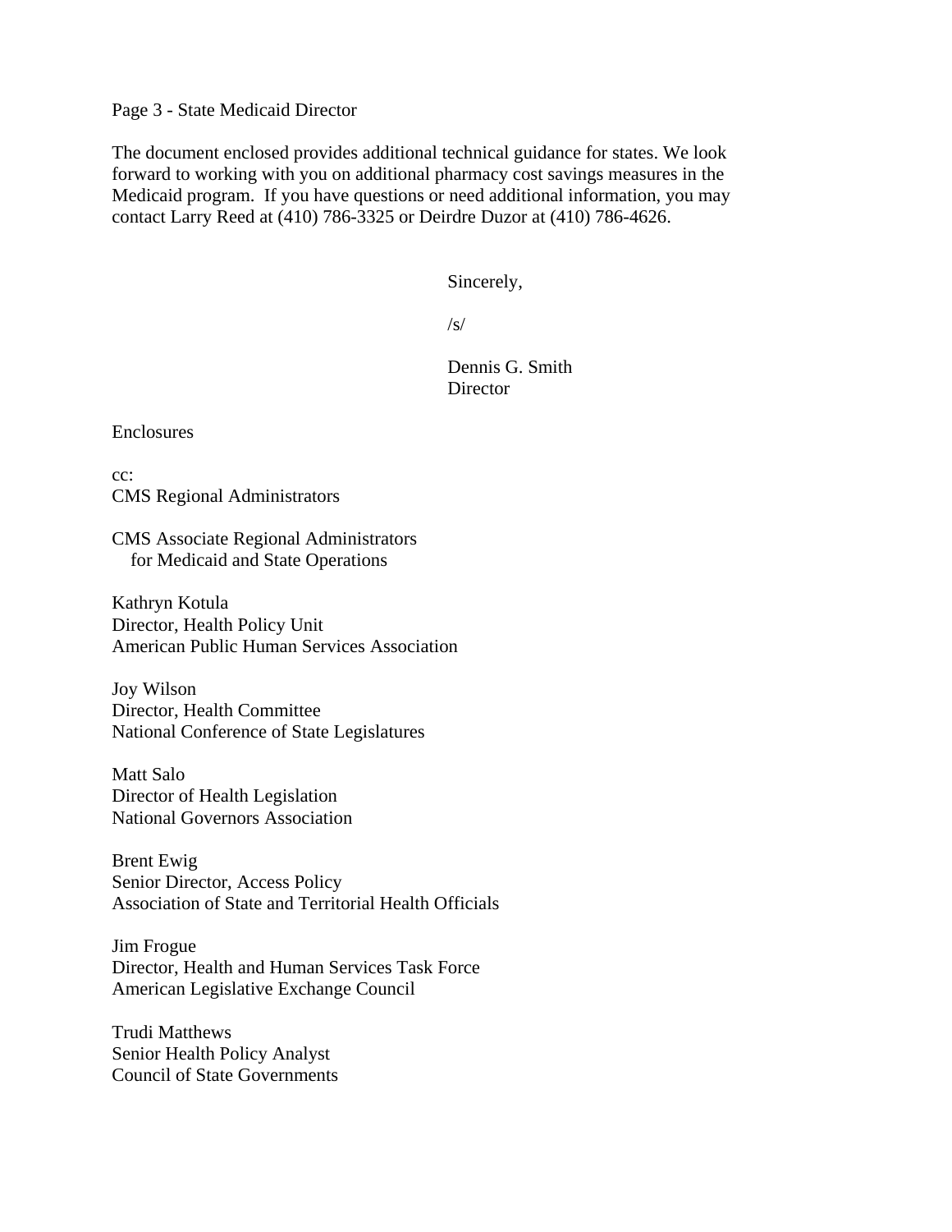Page 3 - State Medicaid Director

The document enclosed provides additional technical guidance for states. We look forward to working with you on additional pharmacy cost savings measures in the Medicaid program. If you have questions or need additional information, you may contact Larry Reed at (410) 786-3325 or Deirdre Duzor at (410) 786-4626.

Sincerely,

/s/

Dennis G. Smith
Director

Enclosures

cc:
CMS Regional Administrators

CMS Associate Regional Administrators
for Medicaid and State Operations

Kathryn Kotula
Director, Health Policy Unit
American Public Human Services Association

Joy Wilson
Director, Health Committee
National Conference of State Legislatures

Matt Salo
Director of Health Legislation
National Governors Association

Brent Ewig
Senior Director, Access Policy
Association of State and Territorial Health Officials

Jim Frogue
Director, Health and Human Services Task Force
American Legislative Exchange Council

Trudi Matthews
Senior Health Policy Analyst
Council of State Governments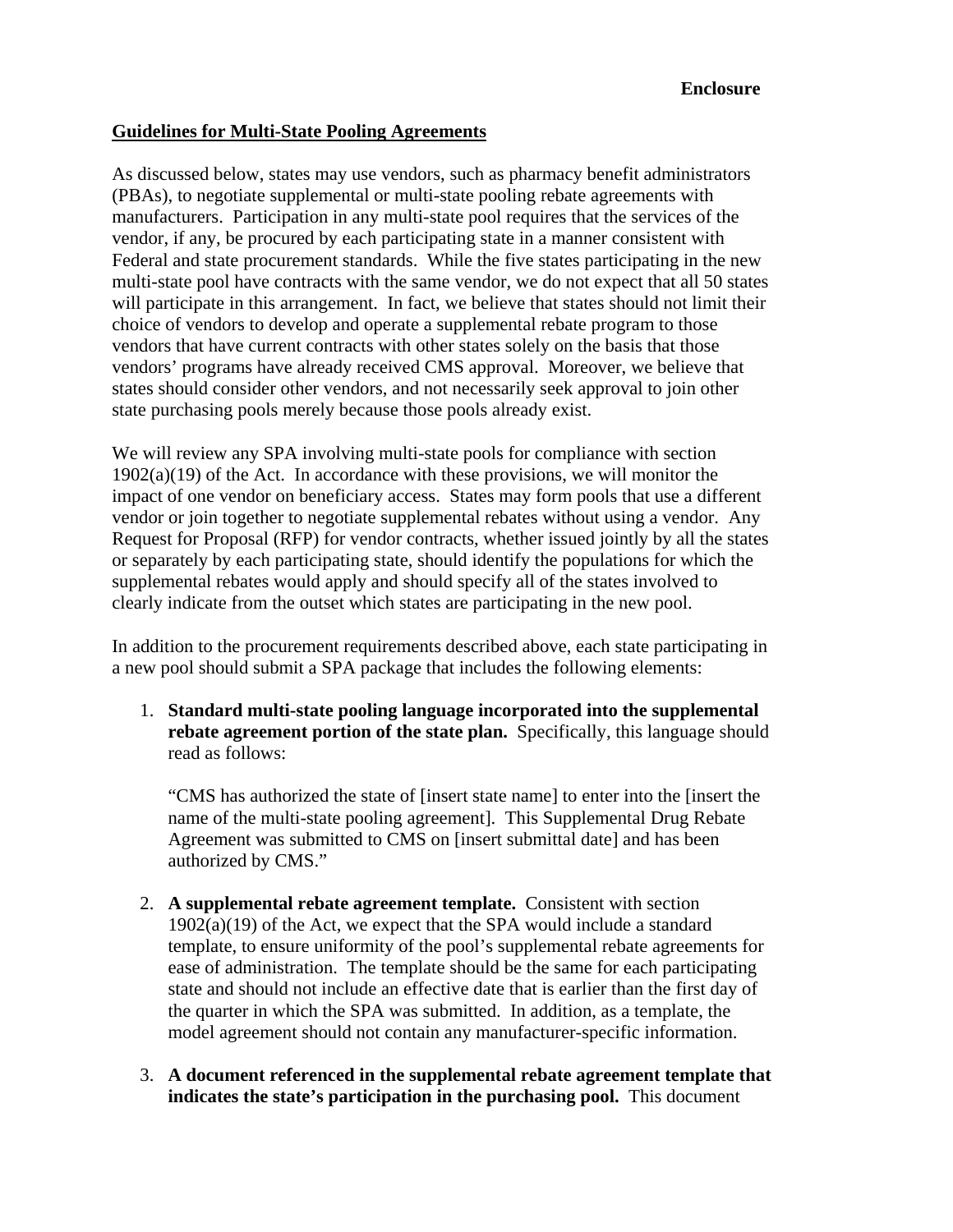**Enclosure**

## Guidelines for Multi-State Pooling Agreements

As discussed below, states may use vendors, such as pharmacy benefit administrators (PBAs), to negotiate supplemental or multi-state pooling rebate agreements with manufacturers. Participation in any multi-state pool requires that the services of the vendor, if any, be procured by each participating state in a manner consistent with Federal and state procurement standards. While the five states participating in the new multi-state pool have contracts with the same vendor, we do not expect that all 50 states will participate in this arrangement. In fact, we believe that states should not limit their choice of vendors to develop and operate a supplemental rebate program to those vendors that have current contracts with other states solely on the basis that those vendors' programs have already received CMS approval. Moreover, we believe that states should consider other vendors, and not necessarily seek approval to join other state purchasing pools merely because those pools already exist.

We will review any SPA involving multi-state pools for compliance with section 1902(a)(19) of the Act. In accordance with these provisions, we will monitor the impact of one vendor on beneficiary access. States may form pools that use a different vendor or join together to negotiate supplemental rebates without using a vendor. Any Request for Proposal (RFP) for vendor contracts, whether issued jointly by all the states or separately by each participating state, should identify the populations for which the supplemental rebates would apply and should specify all of the states involved to clearly indicate from the outset which states are participating in the new pool.

In addition to the procurement requirements described above, each state participating in a new pool should submit a SPA package that includes the following elements:

1. **Standard multi-state pooling language incorporated into the supplemental rebate agreement portion of the state plan.** Specifically, this language should read as follows:

   "CMS has authorized the state of [insert state name] to enter into the [insert the name of the multi-state pooling agreement]. This Supplemental Drug Rebate Agreement was submitted to CMS on [insert submittal date] and has been authorized by CMS."

2. **A supplemental rebate agreement template.** Consistent with section 1902(a)(19) of the Act, we expect that the SPA would include a standard template, to ensure uniformity of the pool's supplemental rebate agreements for ease of administration. The template should be the same for each participating state and should not include an effective date that is earlier than the first day of the quarter in which the SPA was submitted. In addition, as a template, the model agreement should not contain any manufacturer-specific information.

3. **A document referenced in the supplemental rebate agreement template that indicates the state's participation in the purchasing pool.** This document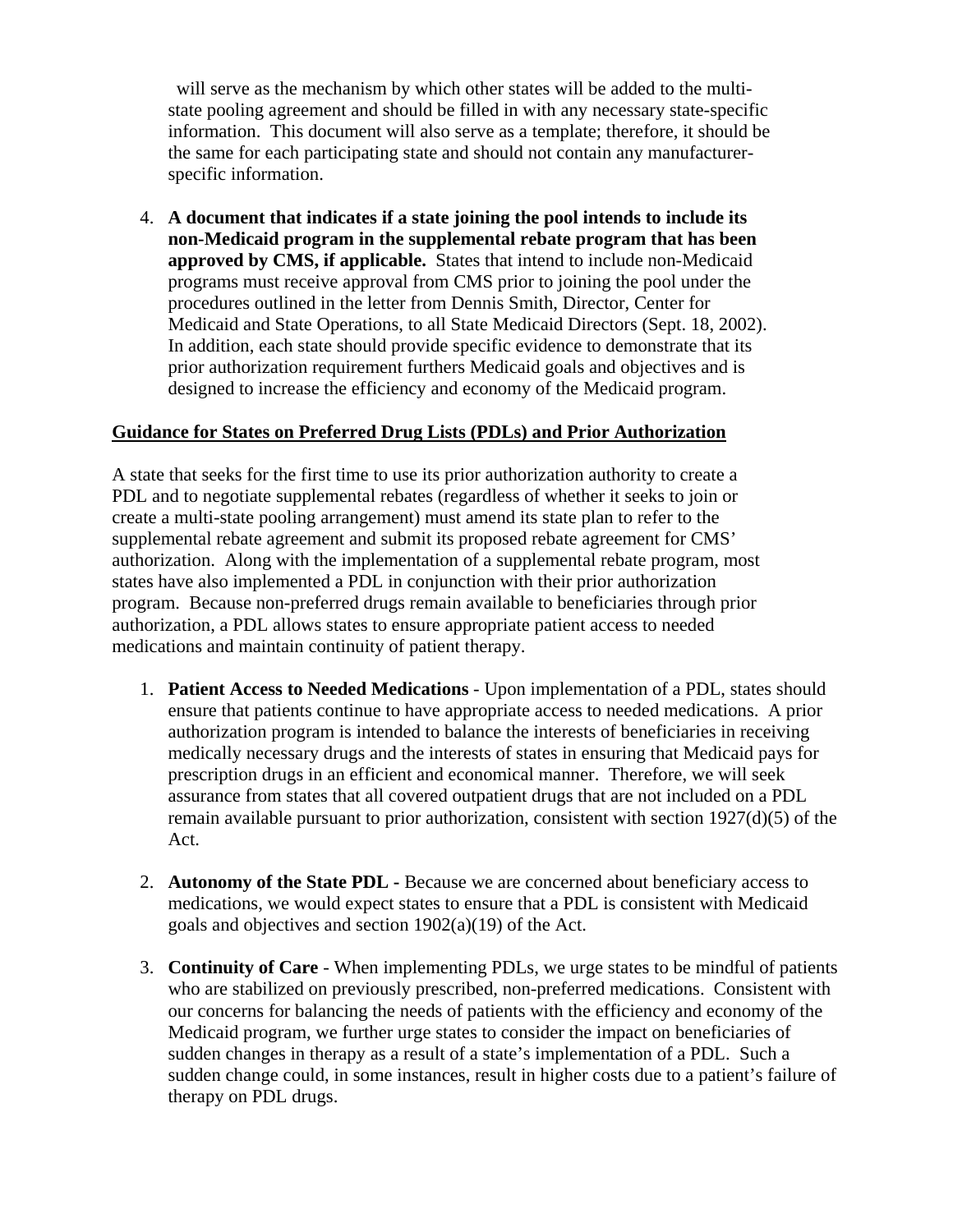will serve as the mechanism by which other states will be added to the multi-state pooling agreement and should be filled in with any necessary state-specific information. This document will also serve as a template; therefore, it should be the same for each participating state and should not contain any manufacturer-specific information.

4. **A document that indicates if a state joining the pool intends to include its non-Medicaid program in the supplemental rebate program that has been approved by CMS, if applicable.** States that intend to include non-Medicaid programs must receive approval from CMS prior to joining the pool under the procedures outlined in the letter from Dennis Smith, Director, Center for Medicaid and State Operations, to all State Medicaid Directors (Sept. 18, 2002). In addition, each state should provide specific evidence to demonstrate that its prior authorization requirement furthers Medicaid goals and objectives and is designed to increase the efficiency and economy of the Medicaid program.

**Guidance for States on Preferred Drug Lists (PDLs) and Prior Authorization**

A state that seeks for the first time to use its prior authorization authority to create a PDL and to negotiate supplemental rebates (regardless of whether it seeks to join or create a multi-state pooling arrangement) must amend its state plan to refer to the supplemental rebate agreement and submit its proposed rebate agreement for CMS' authorization. Along with the implementation of a supplemental rebate program, most states have also implemented a PDL in conjunction with their prior authorization program. Because non-preferred drugs remain available to beneficiaries through prior authorization, a PDL allows states to ensure appropriate patient access to needed medications and maintain continuity of patient therapy.

1. **Patient Access to Needed Medications** - Upon implementation of a PDL, states should ensure that patients continue to have appropriate access to needed medications. A prior authorization program is intended to balance the interests of beneficiaries in receiving medically necessary drugs and the interests of states in ensuring that Medicaid pays for prescription drugs in an efficient and economical manner. Therefore, we will seek assurance from states that all covered outpatient drugs that are not included on a PDL remain available pursuant to prior authorization, consistent with section 1927(d)(5) of the Act.

2. **Autonomy of the State PDL -** Because we are concerned about beneficiary access to medications, we would expect states to ensure that a PDL is consistent with Medicaid goals and objectives and section 1902(a)(19) of the Act.

3. **Continuity of Care** - When implementing PDLs, we urge states to be mindful of patients who are stabilized on previously prescribed, non-preferred medications. Consistent with our concerns for balancing the needs of patients with the efficiency and economy of the Medicaid program, we further urge states to consider the impact on beneficiaries of sudden changes in therapy as a result of a state's implementation of a PDL. Such a sudden change could, in some instances, result in higher costs due to a patient's failure of therapy on PDL drugs.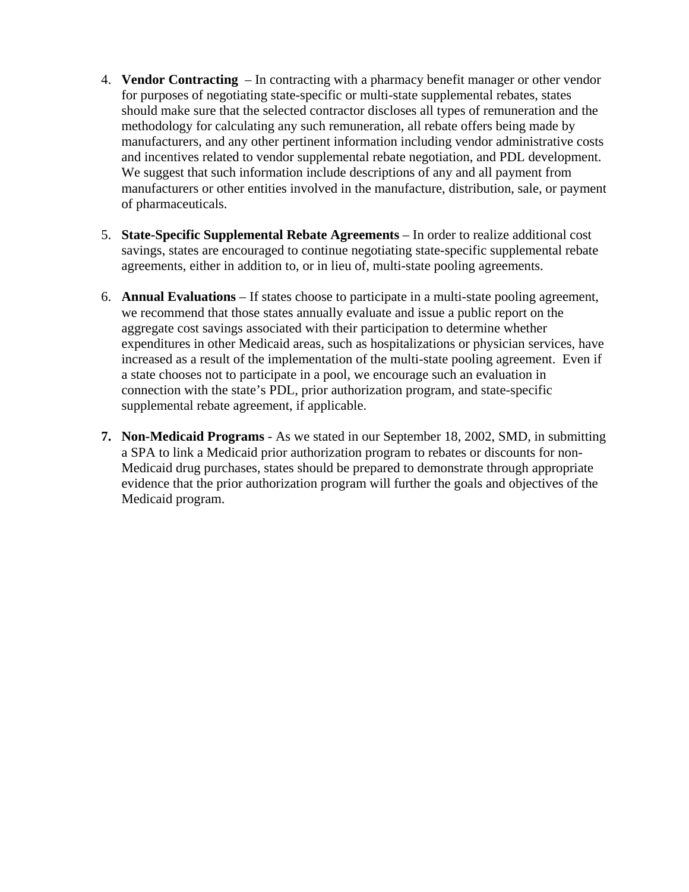4. **Vendor Contracting** – In contracting with a pharmacy benefit manager or other vendor for purposes of negotiating state-specific or multi-state supplemental rebates, states should make sure that the selected contractor discloses all types of remuneration and the methodology for calculating any such remuneration, all rebate offers being made by manufacturers, and any other pertinent information including vendor administrative costs and incentives related to vendor supplemental rebate negotiation, and PDL development. We suggest that such information include descriptions of any and all payment from manufacturers or other entities involved in the manufacture, distribution, sale, or payment of pharmaceuticals.

5. **State-Specific Supplemental Rebate Agreements** – In order to realize additional cost savings, states are encouraged to continue negotiating state-specific supplemental rebate agreements, either in addition to, or in lieu of, multi-state pooling agreements.

6. **Annual Evaluations** – If states choose to participate in a multi-state pooling agreement, we recommend that those states annually evaluate and issue a public report on the aggregate cost savings associated with their participation to determine whether expenditures in other Medicaid areas, such as hospitalizations or physician services, have increased as a result of the implementation of the multi-state pooling agreement. Even if a state chooses not to participate in a pool, we encourage such an evaluation in connection with the state's PDL, prior authorization program, and state-specific supplemental rebate agreement, if applicable.

7. **Non-Medicaid Programs** - As we stated in our September 18, 2002, SMD, in submitting a SPA to link a Medicaid prior authorization program to rebates or discounts for non-Medicaid drug purchases, states should be prepared to demonstrate through appropriate evidence that the prior authorization program will further the goals and objectives of the Medicaid program.